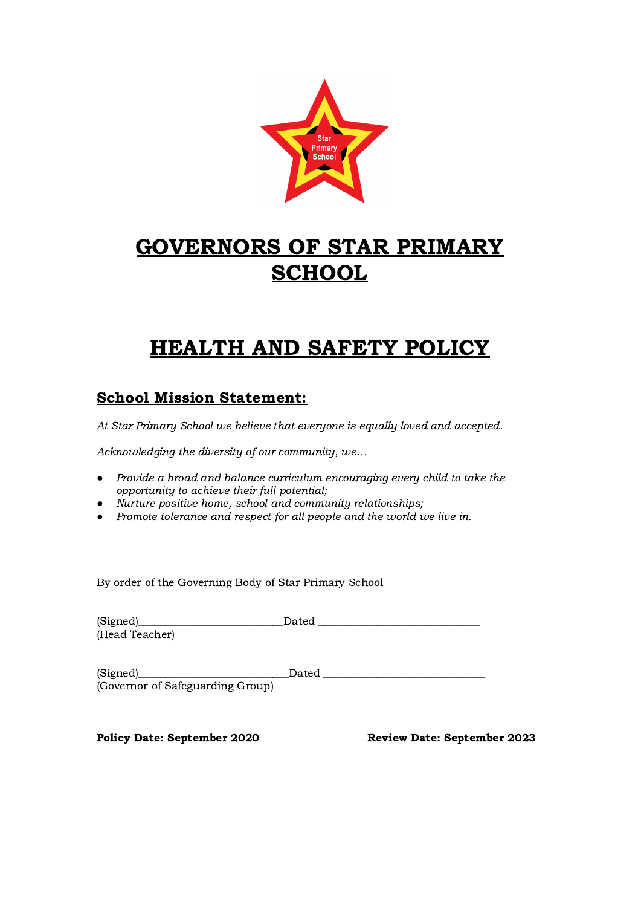# GOVERNORS OF STAR PRIMARY SCHOOL

# HEALTH AND SAFETY POLICY

## School Mission Statement:

*At Star Primary School we believe that everyone is equally loved and accepted.*

*Acknowledging the diversity of our community, we…*

- *Provide a broad and balance curriculum encouraging every child to take the opportunity to achieve their full potential;*
- *Nurture positive home, school and community relationships;*
- *Promote tolerance and respect for all people and the world we live in.*

By order of the Governing Body of Star Primary School

(Signed)_________________________Dated ____________________________
(Head Teacher)

(Signed)__________________________Dated ____________________________
(Governor of Safeguarding Group)

**Policy Date: September 2020** **Review Date: September 2023**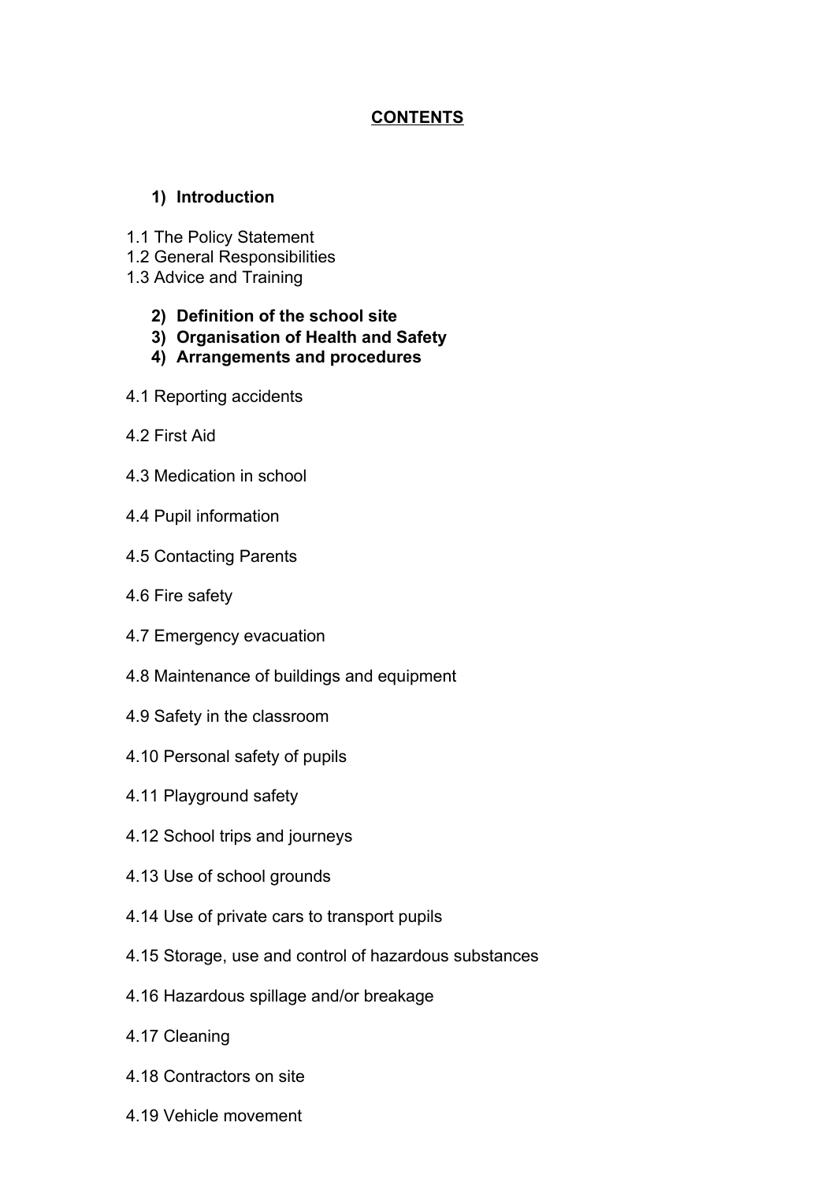# CONTENTS

**1) Introduction**

1.1 The Policy Statement
1.2 General Responsibilities
1.3 Advice and Training

**2) Definition of the school site**

**3) Organisation of Health and Safety**

**4) Arrangements and procedures**

4.1 Reporting accidents

4.2 First Aid

4.3 Medication in school

4.4 Pupil information

4.5 Contacting Parents

4.6 Fire safety

4.7 Emergency evacuation

4.8 Maintenance of buildings and equipment

4.9 Safety in the classroom

4.10 Personal safety of pupils

4.11 Playground safety

4.12 School trips and journeys

4.13 Use of school grounds

4.14 Use of private cars to transport pupils

4.15 Storage, use and control of hazardous substances

4.16 Hazardous spillage and/or breakage

4.17 Cleaning

4.18 Contractors on site

4.19 Vehicle movement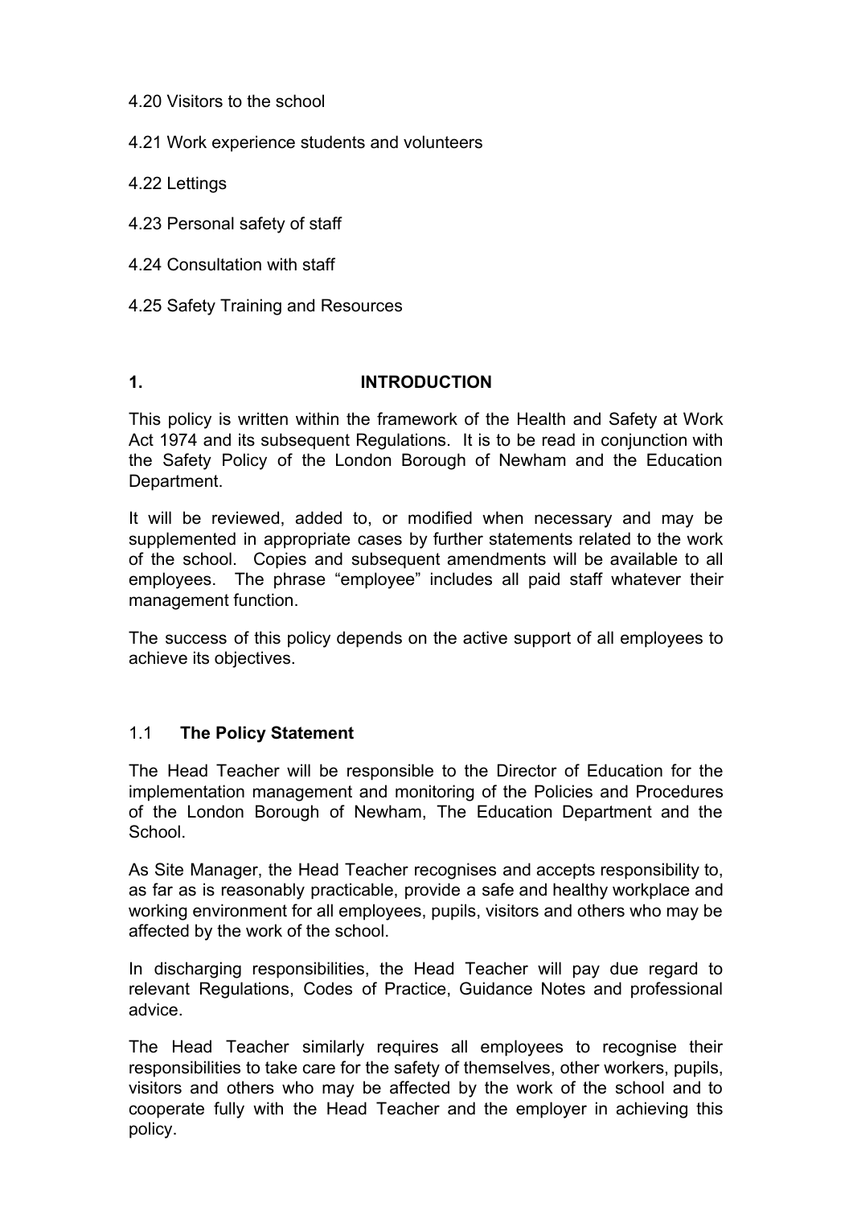4.20 Visitors to the school

4.21 Work experience students and volunteers

4.22 Lettings

4.23 Personal safety of staff

4.24 Consultation with staff

4.25 Safety Training and Resources

## 1. INTRODUCTION

This policy is written within the framework of the Health and Safety at Work Act 1974 and its subsequent Regulations. It is to be read in conjunction with the Safety Policy of the London Borough of Newham and the Education Department.

It will be reviewed, added to, or modified when necessary and may be supplemented in appropriate cases by further statements related to the work of the school. Copies and subsequent amendments will be available to all employees. The phrase "employee" includes all paid staff whatever their management function.

The success of this policy depends on the active support of all employees to achieve its objectives.

### 1.1 **The Policy Statement**

The Head Teacher will be responsible to the Director of Education for the implementation management and monitoring of the Policies and Procedures of the London Borough of Newham, The Education Department and the School.

As Site Manager, the Head Teacher recognises and accepts responsibility to, as far as is reasonably practicable, provide a safe and healthy workplace and working environment for all employees, pupils, visitors and others who may be affected by the work of the school.

In discharging responsibilities, the Head Teacher will pay due regard to relevant Regulations, Codes of Practice, Guidance Notes and professional advice.

The Head Teacher similarly requires all employees to recognise their responsibilities to take care for the safety of themselves, other workers, pupils, visitors and others who may be affected by the work of the school and to cooperate fully with the Head Teacher and the employer in achieving this policy.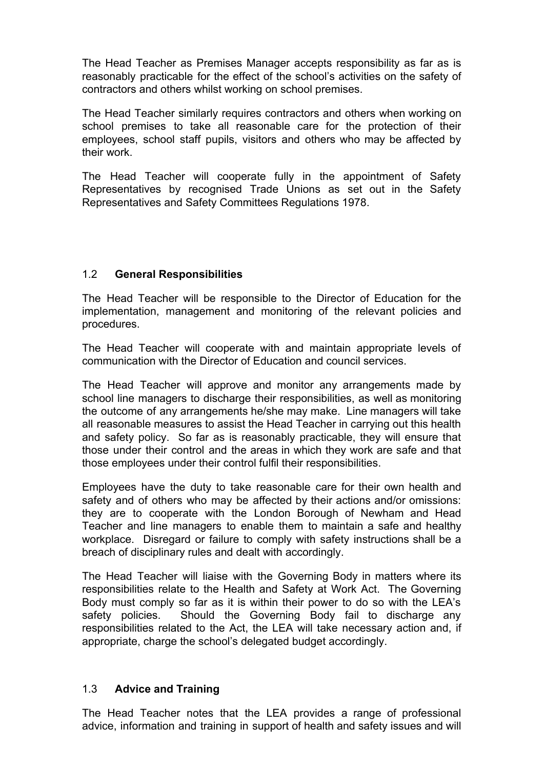The Head Teacher as Premises Manager accepts responsibility as far as is reasonably practicable for the effect of the school's activities on the safety of contractors and others whilst working on school premises.

The Head Teacher similarly requires contractors and others when working on school premises to take all reasonable care for the protection of their employees, school staff pupils, visitors and others who may be affected by their work.

The Head Teacher will cooperate fully in the appointment of Safety Representatives by recognised Trade Unions as set out in the Safety Representatives and Safety Committees Regulations 1978.

## 1.2 **General Responsibilities**

The Head Teacher will be responsible to the Director of Education for the implementation, management and monitoring of the relevant policies and procedures.

The Head Teacher will cooperate with and maintain appropriate levels of communication with the Director of Education and council services.

The Head Teacher will approve and monitor any arrangements made by school line managers to discharge their responsibilities, as well as monitoring the outcome of any arrangements he/she may make. Line managers will take all reasonable measures to assist the Head Teacher in carrying out this health and safety policy. So far as is reasonably practicable, they will ensure that those under their control and the areas in which they work are safe and that those employees under their control fulfil their responsibilities.

Employees have the duty to take reasonable care for their own health and safety and of others who may be affected by their actions and/or omissions: they are to cooperate with the London Borough of Newham and Head Teacher and line managers to enable them to maintain a safe and healthy workplace. Disregard or failure to comply with safety instructions shall be a breach of disciplinary rules and dealt with accordingly.

The Head Teacher will liaise with the Governing Body in matters where its responsibilities relate to the Health and Safety at Work Act. The Governing Body must comply so far as it is within their power to do so with the LEA's safety policies. Should the Governing Body fail to discharge any responsibilities related to the Act, the LEA will take necessary action and, if appropriate, charge the school's delegated budget accordingly.

## 1.3 **Advice and Training**

The Head Teacher notes that the LEA provides a range of professional advice, information and training in support of health and safety issues and will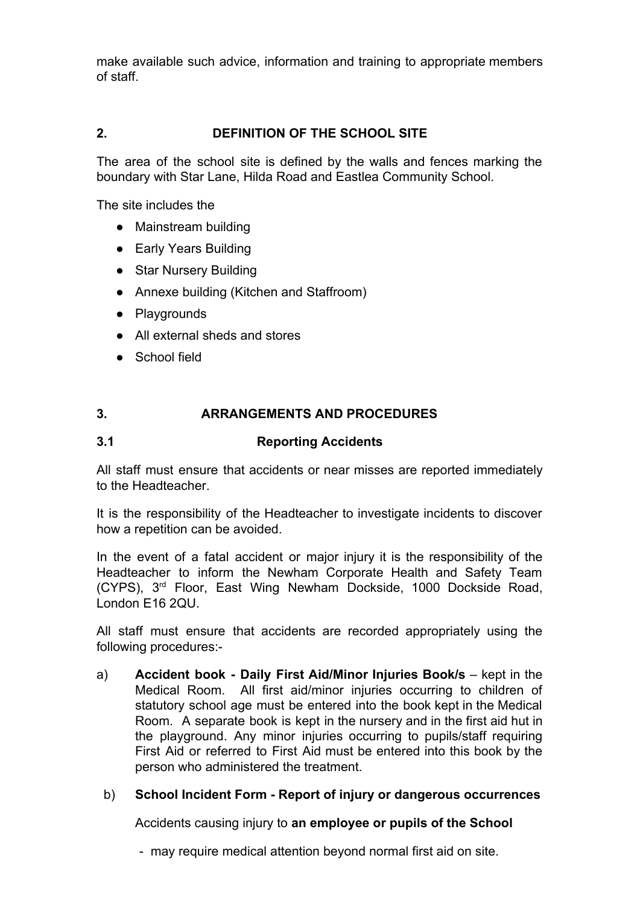make available such advice, information and training to appropriate members of staff.

## 2. DEFINITION OF THE SCHOOL SITE

The area of the school site is defined by the walls and fences marking the boundary with Star Lane, Hilda Road and Eastlea Community School.

The site includes the

- Mainstream building
- Early Years Building
- Star Nursery Building
- Annexe building (Kitchen and Staffroom)
- Playgrounds
- All external sheds and stores
- School field

## 3. ARRANGEMENTS AND PROCEDURES

### 3.1 Reporting Accidents

All staff must ensure that accidents or near misses are reported immediately to the Headteacher.

It is the responsibility of the Headteacher to investigate incidents to discover how a repetition can be avoided.

In the event of a fatal accident or major injury it is the responsibility of the Headteacher to inform the Newham Corporate Health and Safety Team (CYPS), 3rd Floor, East Wing Newham Dockside, 1000 Dockside Road, London E16 2QU.

All staff must ensure that accidents are recorded appropriately using the following procedures:-

a) **Accident book - Daily First Aid/Minor Injuries Book/s** – kept in the Medical Room. All first aid/minor injuries occurring to children of statutory school age must be entered into the book kept in the Medical Room. A separate book is kept in the nursery and in the first aid hut in the playground. Any minor injuries occurring to pupils/staff requiring First Aid or referred to First Aid must be entered into this book by the person who administered the treatment.

b) **School Incident Form - Report of injury or dangerous occurrences**

   Accidents causing injury to **an employee or pupils of the School**

   - may require medical attention beyond normal first aid on site.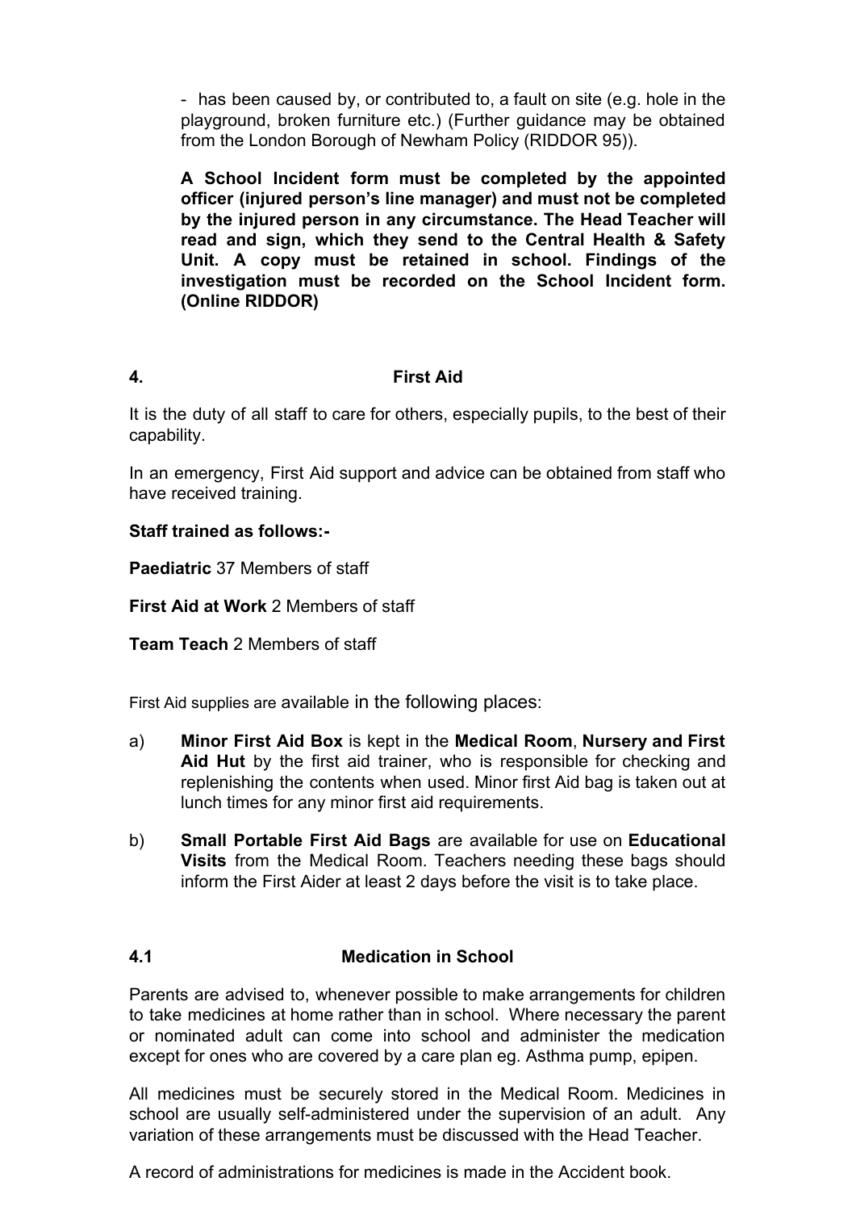- has been caused by, or contributed to, a fault on site (e.g. hole in the playground, broken furniture etc.) (Further guidance may be obtained from the London Borough of Newham Policy (RIDDOR 95)).

**A School Incident form must be completed by the appointed officer (injured person's line manager) and must not be completed by the injured person in any circumstance. The Head Teacher will read and sign, which they send to the Central Health & Safety Unit. A copy must be retained in school. Findings of the investigation must be recorded on the School Incident form. (Online RIDDOR)**

## 4. First Aid

It is the duty of all staff to care for others, especially pupils, to the best of their capability.

In an emergency, First Aid support and advice can be obtained from staff who have received training.

**Staff trained as follows:-**

**Paediatric** 37 Members of staff

**First Aid at Work** 2 Members of staff

**Team Teach** 2 Members of staff

First Aid supplies are available in the following places:

a) **Minor First Aid Box** is kept in the **Medical Room**, **Nursery and First Aid Hut** by the first aid trainer, who is responsible for checking and replenishing the contents when used. Minor first Aid bag is taken out at lunch times for any minor first aid requirements.

b) **Small Portable First Aid Bags** are available for use on **Educational Visits** from the Medical Room. Teachers needing these bags should inform the First Aider at least 2 days before the visit is to take place.

## 4.1 Medication in School

Parents are advised to, whenever possible to make arrangements for children to take medicines at home rather than in school. Where necessary the parent or nominated adult can come into school and administer the medication except for ones who are covered by a care plan eg. Asthma pump, epipen.

All medicines must be securely stored in the Medical Room. Medicines in school are usually self-administered under the supervision of an adult. Any variation of these arrangements must be discussed with the Head Teacher.

A record of administrations for medicines is made in the Accident book.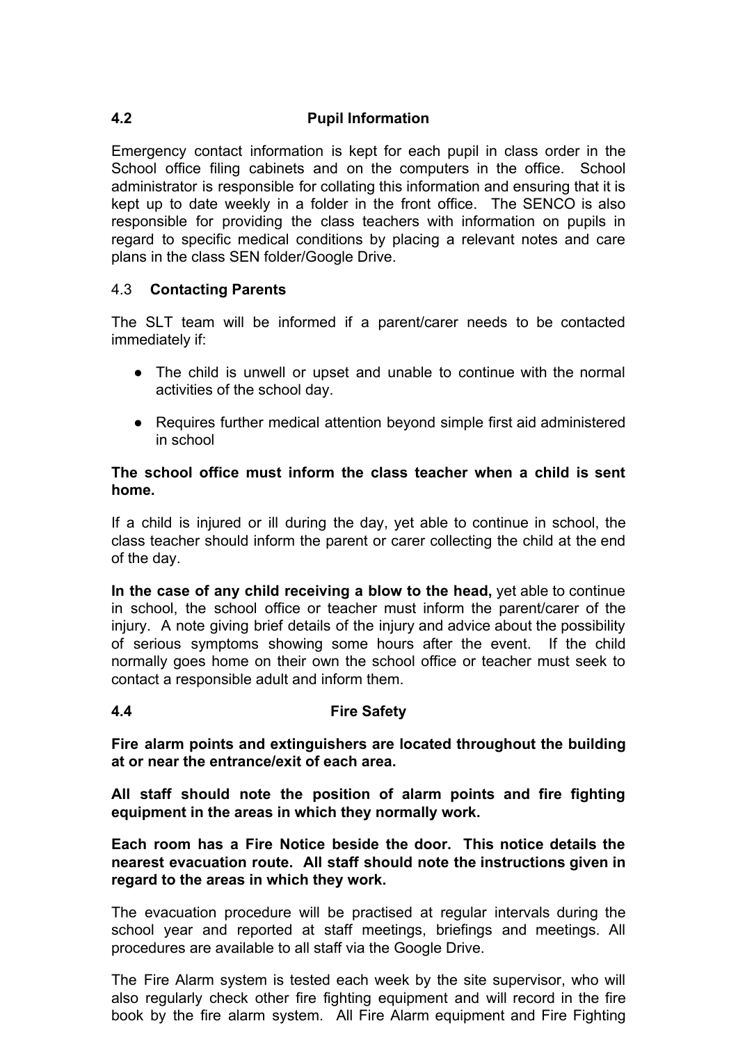### 4.2 Pupil Information

Emergency contact information is kept for each pupil in class order in the School office filing cabinets and on the computers in the office. School administrator is responsible for collating this information and ensuring that it is kept up to date weekly in a folder in the front office. The SENCO is also responsible for providing the class teachers with information on pupils in regard to specific medical conditions by placing a relevant notes and care plans in the class SEN folder/Google Drive.

### 4.3 Contacting Parents

The SLT team will be informed if a parent/carer needs to be contacted immediately if:

- The child is unwell or upset and unable to continue with the normal activities of the school day.
- Requires further medical attention beyond simple first aid administered in school

**The school office must inform the class teacher when a child is sent home.**

If a child is injured or ill during the day, yet able to continue in school, the class teacher should inform the parent or carer collecting the child at the end of the day.

**In the case of any child receiving a blow to the head,** yet able to continue in school, the school office or teacher must inform the parent/carer of the injury. A note giving brief details of the injury and advice about the possibility of serious symptoms showing some hours after the event. If the child normally goes home on their own the school office or teacher must seek to contact a responsible adult and inform them.

### 4.4 Fire Safety

**Fire alarm points and extinguishers are located throughout the building at or near the entrance/exit of each area.**

**All staff should note the position of alarm points and fire fighting equipment in the areas in which they normally work.**

**Each room has a Fire Notice beside the door. This notice details the nearest evacuation route. All staff should note the instructions given in regard to the areas in which they work.**

The evacuation procedure will be practised at regular intervals during the school year and reported at staff meetings, briefings and meetings. All procedures are available to all staff via the Google Drive.

The Fire Alarm system is tested each week by the site supervisor, who will also regularly check other fire fighting equipment and will record in the fire book by the fire alarm system. All Fire Alarm equipment and Fire Fighting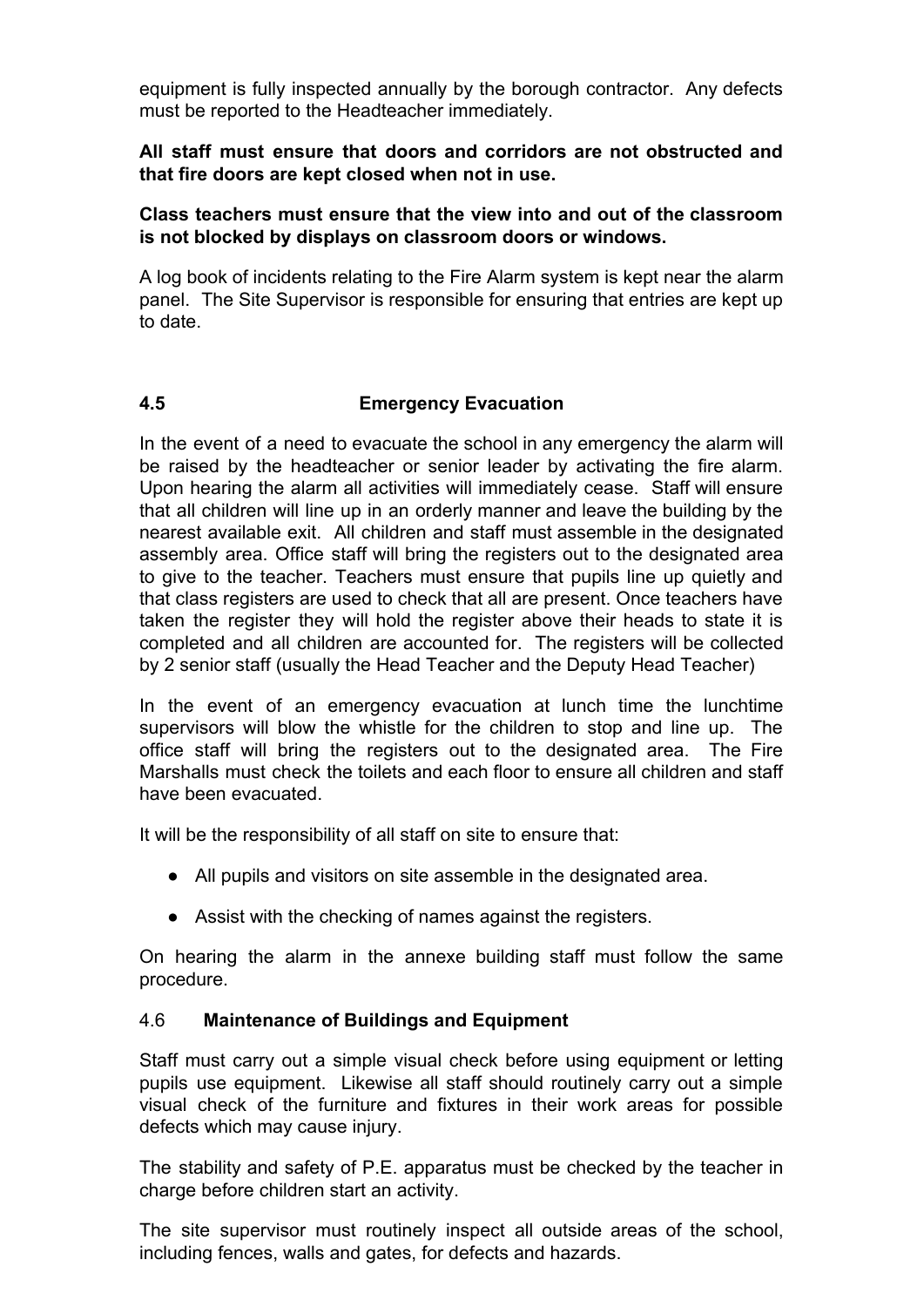equipment is fully inspected annually by the borough contractor. Any defects must be reported to the Headteacher immediately.

**All staff must ensure that doors and corridors are not obstructed and that fire doors are kept closed when not in use.**

**Class teachers must ensure that the view into and out of the classroom is not blocked by displays on classroom doors or windows.**

A log book of incidents relating to the Fire Alarm system is kept near the alarm panel. The Site Supervisor is responsible for ensuring that entries are kept up to date.

### 4.5 Emergency Evacuation

In the event of a need to evacuate the school in any emergency the alarm will be raised by the headteacher or senior leader by activating the fire alarm. Upon hearing the alarm all activities will immediately cease. Staff will ensure that all children will line up in an orderly manner and leave the building by the nearest available exit. All children and staff must assemble in the designated assembly area. Office staff will bring the registers out to the designated area to give to the teacher. Teachers must ensure that pupils line up quietly and that class registers are used to check that all are present. Once teachers have taken the register they will hold the register above their heads to state it is completed and all children are accounted for. The registers will be collected by 2 senior staff (usually the Head Teacher and the Deputy Head Teacher)

In the event of an emergency evacuation at lunch time the lunchtime supervisors will blow the whistle for the children to stop and line up. The office staff will bring the registers out to the designated area. The Fire Marshalls must check the toilets and each floor to ensure all children and staff have been evacuated.

It will be the responsibility of all staff on site to ensure that:

- All pupils and visitors on site assemble in the designated area.
- Assist with the checking of names against the registers.

On hearing the alarm in the annexe building staff must follow the same procedure.

### 4.6 Maintenance of Buildings and Equipment

Staff must carry out a simple visual check before using equipment or letting pupils use equipment. Likewise all staff should routinely carry out a simple visual check of the furniture and fixtures in their work areas for possible defects which may cause injury.

The stability and safety of P.E. apparatus must be checked by the teacher in charge before children start an activity.

The site supervisor must routinely inspect all outside areas of the school, including fences, walls and gates, for defects and hazards.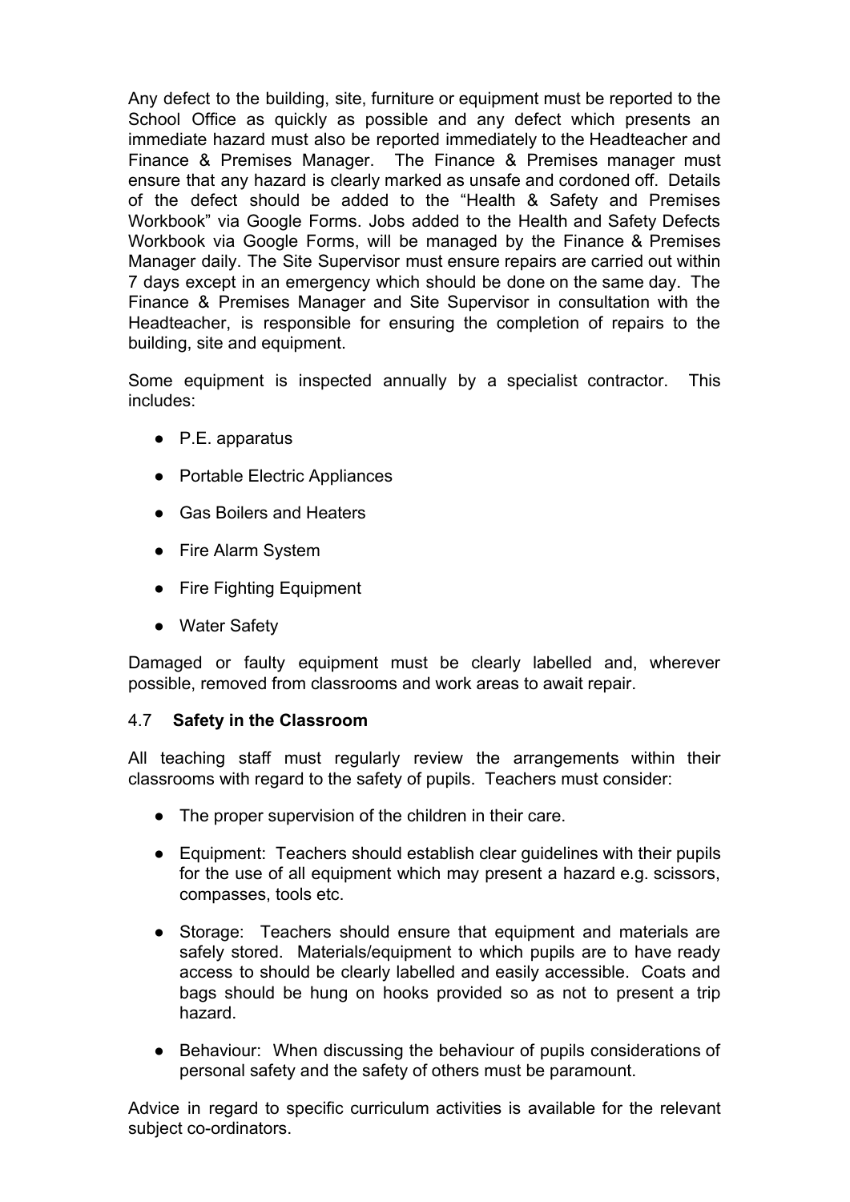Any defect to the building, site, furniture or equipment must be reported to the School Office as quickly as possible and any defect which presents an immediate hazard must also be reported immediately to the Headteacher and Finance & Premises Manager. The Finance & Premises manager must ensure that any hazard is clearly marked as unsafe and cordoned off. Details of the defect should be added to the "Health & Safety and Premises Workbook" via Google Forms. Jobs added to the Health and Safety Defects Workbook via Google Forms, will be managed by the Finance & Premises Manager daily. The Site Supervisor must ensure repairs are carried out within 7 days except in an emergency which should be done on the same day. The Finance & Premises Manager and Site Supervisor in consultation with the Headteacher, is responsible for ensuring the completion of repairs to the building, site and equipment.

Some equipment is inspected annually by a specialist contractor. This includes:

- P.E. apparatus
- Portable Electric Appliances
- Gas Boilers and Heaters
- Fire Alarm System
- Fire Fighting Equipment
- Water Safety

Damaged or faulty equipment must be clearly labelled and, wherever possible, removed from classrooms and work areas to await repair.

### 4.7 **Safety in the Classroom**

All teaching staff must regularly review the arrangements within their classrooms with regard to the safety of pupils. Teachers must consider:

- The proper supervision of the children in their care.
- Equipment: Teachers should establish clear guidelines with their pupils for the use of all equipment which may present a hazard e.g. scissors, compasses, tools etc.
- Storage: Teachers should ensure that equipment and materials are safely stored. Materials/equipment to which pupils are to have ready access to should be clearly labelled and easily accessible. Coats and bags should be hung on hooks provided so as not to present a trip hazard.
- Behaviour: When discussing the behaviour of pupils considerations of personal safety and the safety of others must be paramount.

Advice in regard to specific curriculum activities is available for the relevant subject co-ordinators.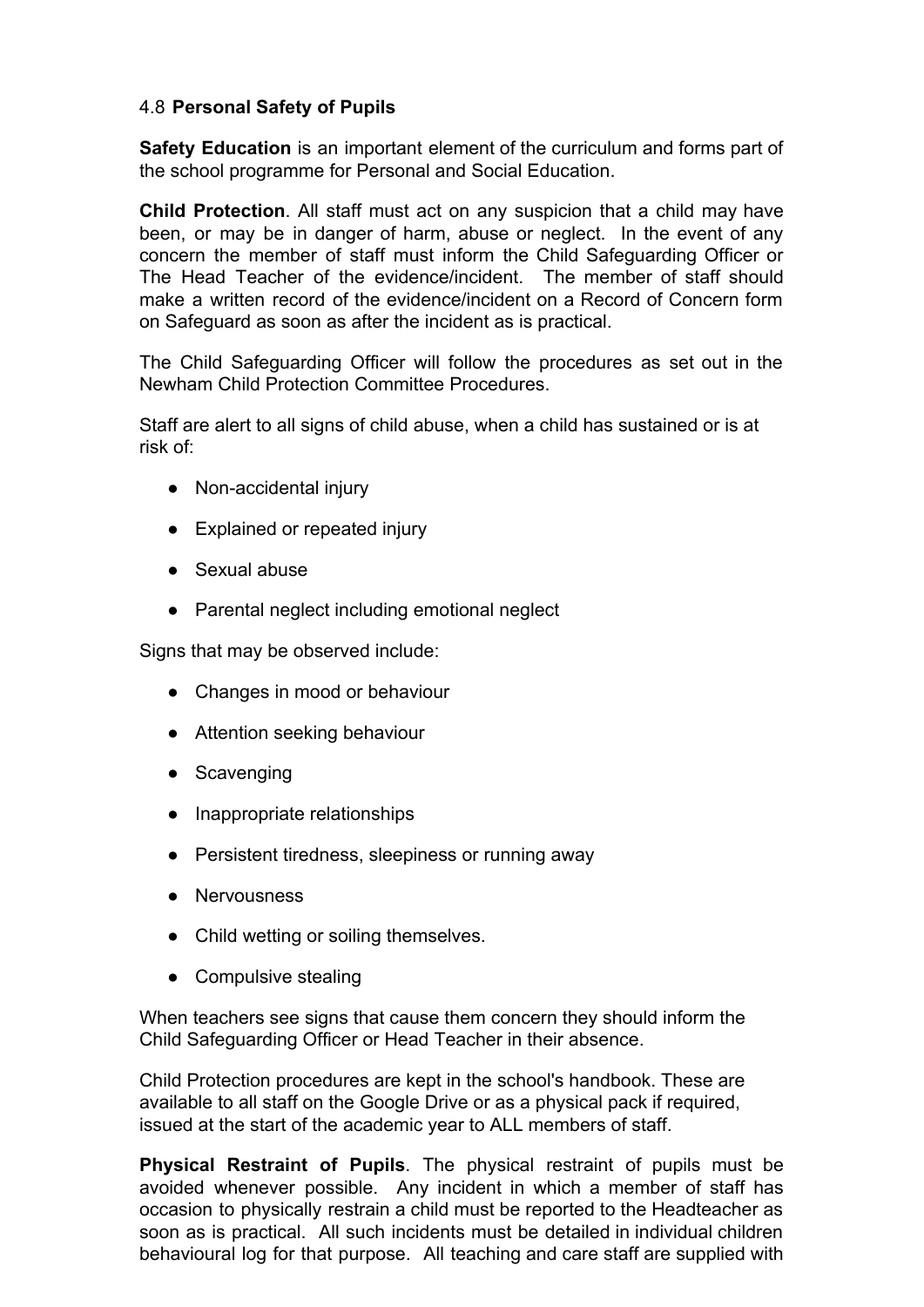### 4.8 **Personal Safety of Pupils**

**Safety Education** is an important element of the curriculum and forms part of the school programme for Personal and Social Education.

**Child Protection**. All staff must act on any suspicion that a child may have been, or may be in danger of harm, abuse or neglect. In the event of any concern the member of staff must inform the Child Safeguarding Officer or The Head Teacher of the evidence/incident. The member of staff should make a written record of the evidence/incident on a Record of Concern form on Safeguard as soon as after the incident as is practical.

The Child Safeguarding Officer will follow the procedures as set out in the Newham Child Protection Committee Procedures.

Staff are alert to all signs of child abuse, when a child has sustained or is at risk of:

- Non-accidental injury
- Explained or repeated injury
- Sexual abuse
- Parental neglect including emotional neglect

Signs that may be observed include:

- Changes in mood or behaviour
- Attention seeking behaviour
- Scavenging
- Inappropriate relationships
- Persistent tiredness, sleepiness or running away
- Nervousness
- Child wetting or soiling themselves.
- Compulsive stealing

When teachers see signs that cause them concern they should inform the Child Safeguarding Officer or Head Teacher in their absence.

Child Protection procedures are kept in the school's handbook. These are available to all staff on the Google Drive or as a physical pack if required, issued at the start of the academic year to ALL members of staff.

**Physical Restraint of Pupils**. The physical restraint of pupils must be avoided whenever possible. Any incident in which a member of staff has occasion to physically restrain a child must be reported to the Headteacher as soon as is practical. All such incidents must be detailed in individual children behavioural log for that purpose. All teaching and care staff are supplied with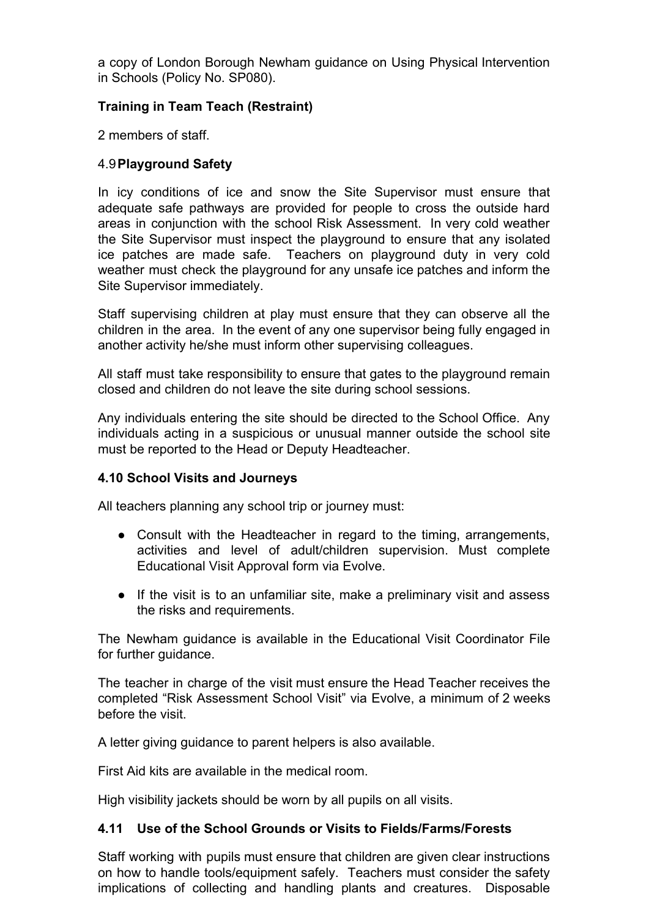a copy of London Borough Newham guidance on Using Physical Intervention in Schools (Policy No. SP080).

**Training in Team Teach (Restraint)**

2 members of staff.

### 4.9 Playground Safety

In icy conditions of ice and snow the Site Supervisor must ensure that adequate safe pathways are provided for people to cross the outside hard areas in conjunction with the school Risk Assessment. In very cold weather the Site Supervisor must inspect the playground to ensure that any isolated ice patches are made safe. Teachers on playground duty in very cold weather must check the playground for any unsafe ice patches and inform the Site Supervisor immediately.

Staff supervising children at play must ensure that they can observe all the children in the area. In the event of any one supervisor being fully engaged in another activity he/she must inform other supervising colleagues.

All staff must take responsibility to ensure that gates to the playground remain closed and children do not leave the site during school sessions.

Any individuals entering the site should be directed to the School Office. Any individuals acting in a suspicious or unusual manner outside the school site must be reported to the Head or Deputy Headteacher.

### 4.10 School Visits and Journeys

All teachers planning any school trip or journey must:

- Consult with the Headteacher in regard to the timing, arrangements, activities and level of adult/children supervision. Must complete Educational Visit Approval form via Evolve.
- If the visit is to an unfamiliar site, make a preliminary visit and assess the risks and requirements.

The Newham guidance is available in the Educational Visit Coordinator File for further guidance.

The teacher in charge of the visit must ensure the Head Teacher receives the completed "Risk Assessment School Visit" via Evolve, a minimum of 2 weeks before the visit.

A letter giving guidance to parent helpers is also available.

First Aid kits are available in the medical room.

High visibility jackets should be worn by all pupils on all visits.

### 4.11 Use of the School Grounds or Visits to Fields/Farms/Forests

Staff working with pupils must ensure that children are given clear instructions on how to handle tools/equipment safely. Teachers must consider the safety implications of collecting and handling plants and creatures. Disposable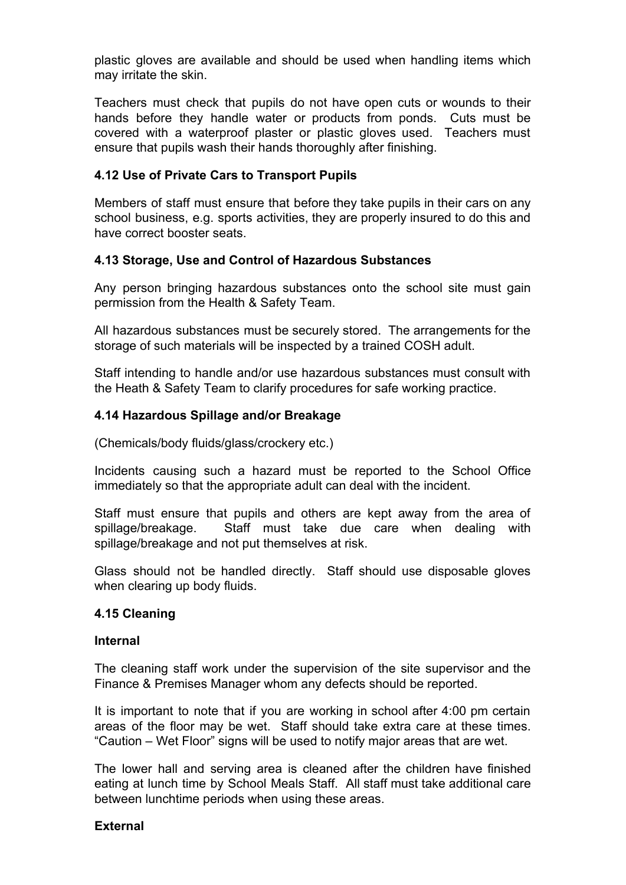plastic gloves are available and should be used when handling items which may irritate the skin.

Teachers must check that pupils do not have open cuts or wounds to their hands before they handle water or products from ponds. Cuts must be covered with a waterproof plaster or plastic gloves used. Teachers must ensure that pupils wash their hands thoroughly after finishing.

### 4.12 Use of Private Cars to Transport Pupils

Members of staff must ensure that before they take pupils in their cars on any school business, e.g. sports activities, they are properly insured to do this and have correct booster seats.

### 4.13 Storage, Use and Control of Hazardous Substances

Any person bringing hazardous substances onto the school site must gain permission from the Health & Safety Team.

All hazardous substances must be securely stored. The arrangements for the storage of such materials will be inspected by a trained COSH adult.

Staff intending to handle and/or use hazardous substances must consult with the Heath & Safety Team to clarify procedures for safe working practice.

### 4.14 Hazardous Spillage and/or Breakage

(Chemicals/body fluids/glass/crockery etc.)

Incidents causing such a hazard must be reported to the School Office immediately so that the appropriate adult can deal with the incident.

Staff must ensure that pupils and others are kept away from the area of spillage/breakage. Staff must take due care when dealing with spillage/breakage and not put themselves at risk.

Glass should not be handled directly. Staff should use disposable gloves when clearing up body fluids.

### 4.15 Cleaning

**Internal**

The cleaning staff work under the supervision of the site supervisor and the Finance & Premises Manager whom any defects should be reported.

It is important to note that if you are working in school after 4:00 pm certain areas of the floor may be wet. Staff should take extra care at these times. "Caution – Wet Floor" signs will be used to notify major areas that are wet.

The lower hall and serving area is cleaned after the children have finished eating at lunch time by School Meals Staff. All staff must take additional care between lunchtime periods when using these areas.

**External**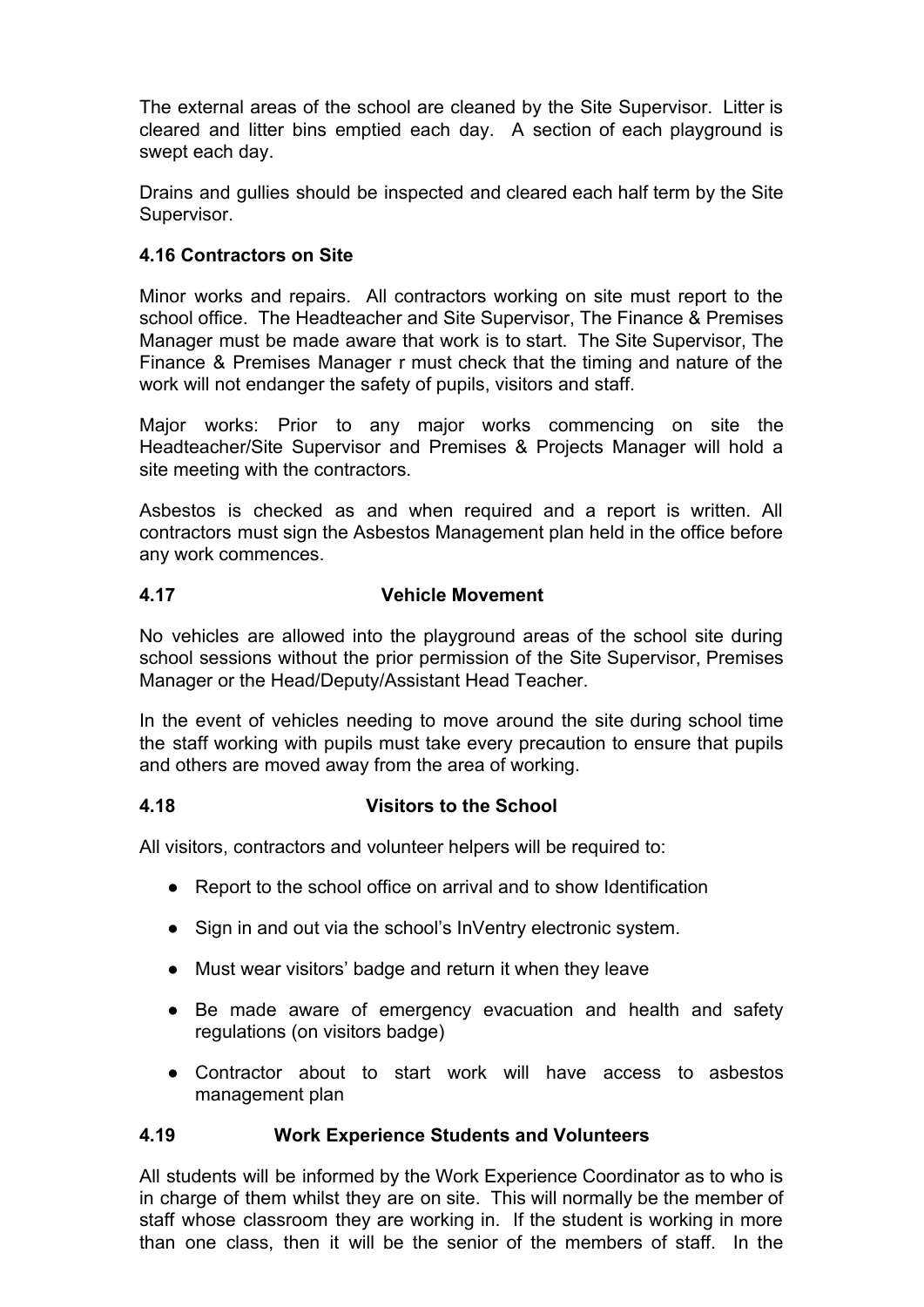The external areas of the school are cleaned by the Site Supervisor. Litter is cleared and litter bins emptied each day. A section of each playground is swept each day.

Drains and gullies should be inspected and cleared each half term by the Site Supervisor.

### 4.16 Contractors on Site

Minor works and repairs. All contractors working on site must report to the school office. The Headteacher and Site Supervisor, The Finance & Premises Manager must be made aware that work is to start. The Site Supervisor, The Finance & Premises Manager r must check that the timing and nature of the work will not endanger the safety of pupils, visitors and staff.

Major works: Prior to any major works commencing on site the Headteacher/Site Supervisor and Premises & Projects Manager will hold a site meeting with the contractors.

Asbestos is checked as and when required and a report is written. All contractors must sign the Asbestos Management plan held in the office before any work commences.

### 4.17 Vehicle Movement

No vehicles are allowed into the playground areas of the school site during school sessions without the prior permission of the Site Supervisor, Premises Manager or the Head/Deputy/Assistant Head Teacher.

In the event of vehicles needing to move around the site during school time the staff working with pupils must take every precaution to ensure that pupils and others are moved away from the area of working.

### 4.18 Visitors to the School

All visitors, contractors and volunteer helpers will be required to:

- Report to the school office on arrival and to show Identification
- Sign in and out via the school's InVentry electronic system.
- Must wear visitors' badge and return it when they leave
- Be made aware of emergency evacuation and health and safety regulations (on visitors badge)
- Contractor about to start work will have access to asbestos management plan

### 4.19 Work Experience Students and Volunteers

All students will be informed by the Work Experience Coordinator as to who is in charge of them whilst they are on site. This will normally be the member of staff whose classroom they are working in. If the student is working in more than one class, then it will be the senior of the members of staff. In the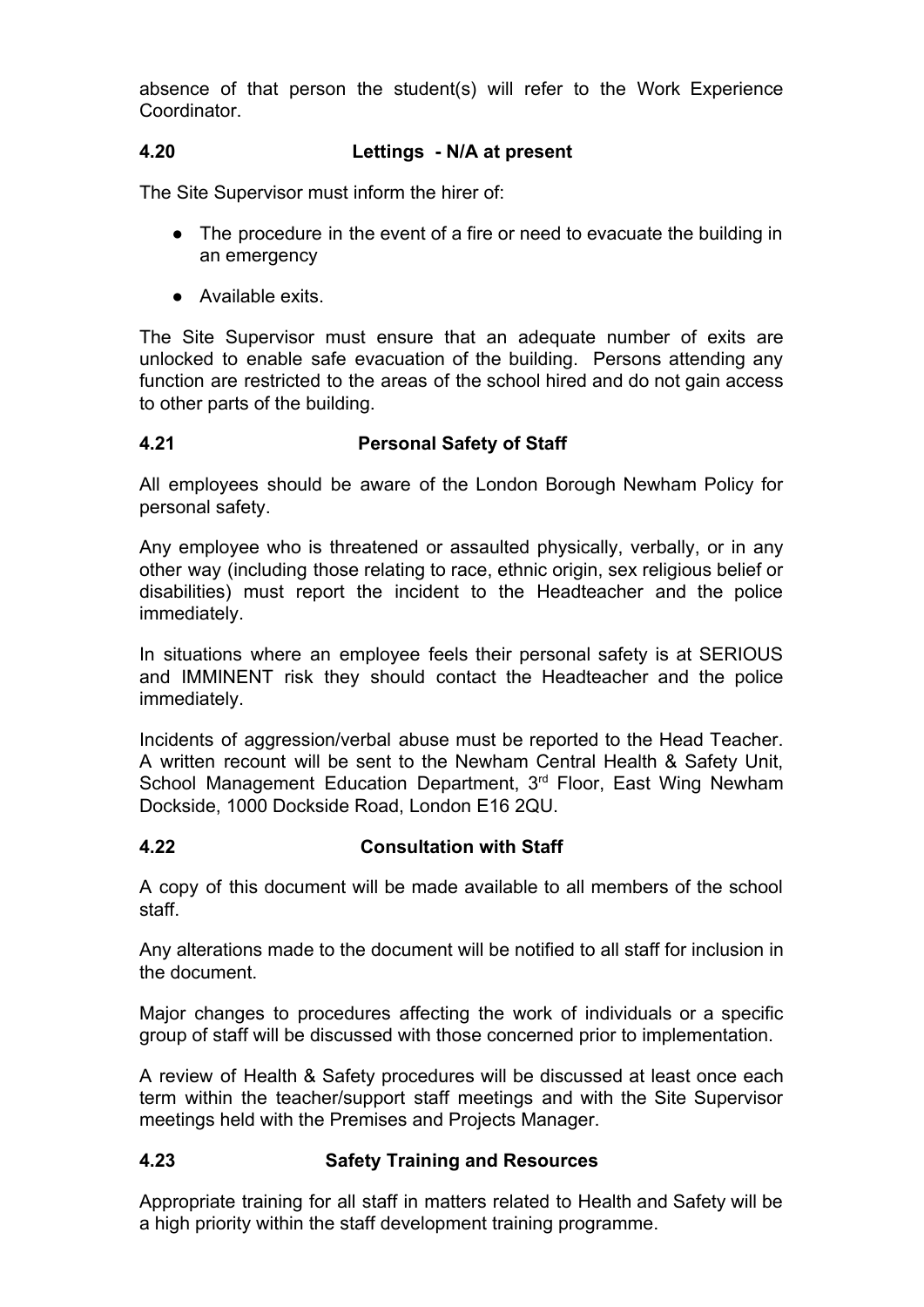absence of that person the student(s) will refer to the Work Experience Coordinator.

### 4.20 Lettings - N/A at present

The Site Supervisor must inform the hirer of:

- The procedure in the event of a fire or need to evacuate the building in an emergency
- Available exits.

The Site Supervisor must ensure that an adequate number of exits are unlocked to enable safe evacuation of the building. Persons attending any function are restricted to the areas of the school hired and do not gain access to other parts of the building.

### 4.21 Personal Safety of Staff

All employees should be aware of the London Borough Newham Policy for personal safety.

Any employee who is threatened or assaulted physically, verbally, or in any other way (including those relating to race, ethnic origin, sex religious belief or disabilities) must report the incident to the Headteacher and the police immediately.

In situations where an employee feels their personal safety is at SERIOUS and IMMINENT risk they should contact the Headteacher and the police immediately.

Incidents of aggression/verbal abuse must be reported to the Head Teacher. A written recount will be sent to the Newham Central Health & Safety Unit, School Management Education Department, 3rd Floor, East Wing Newham Dockside, 1000 Dockside Road, London E16 2QU.

### 4.22 Consultation with Staff

A copy of this document will be made available to all members of the school staff.

Any alterations made to the document will be notified to all staff for inclusion in the document.

Major changes to procedures affecting the work of individuals or a specific group of staff will be discussed with those concerned prior to implementation.

A review of Health & Safety procedures will be discussed at least once each term within the teacher/support staff meetings and with the Site Supervisor meetings held with the Premises and Projects Manager.

### 4.23 Safety Training and Resources

Appropriate training for all staff in matters related to Health and Safety will be a high priority within the staff development training programme.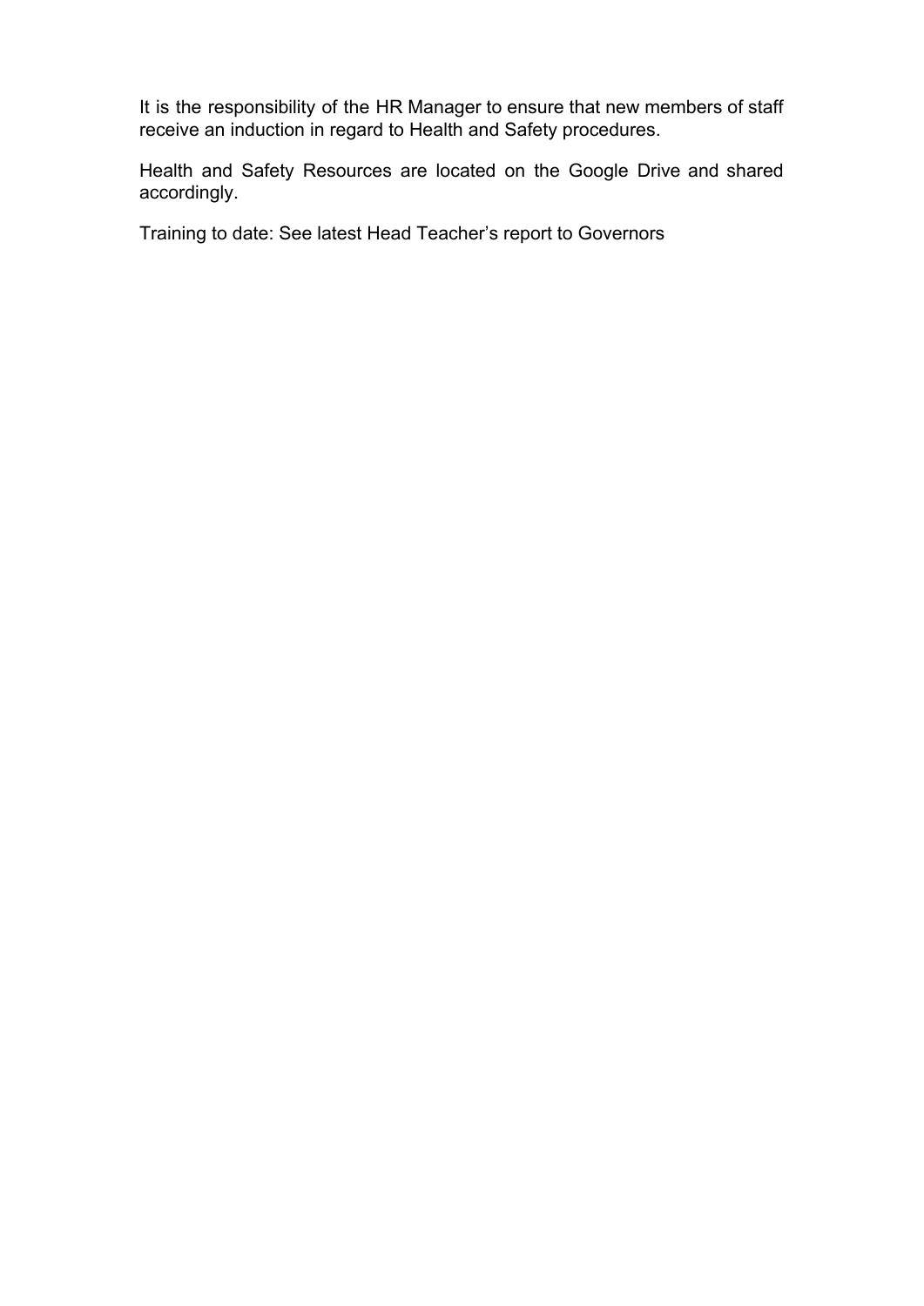It is the responsibility of the HR Manager to ensure that new members of staff receive an induction in regard to Health and Safety procedures.

Health and Safety Resources are located on the Google Drive and shared accordingly.

Training to date: See latest Head Teacher's report to Governors